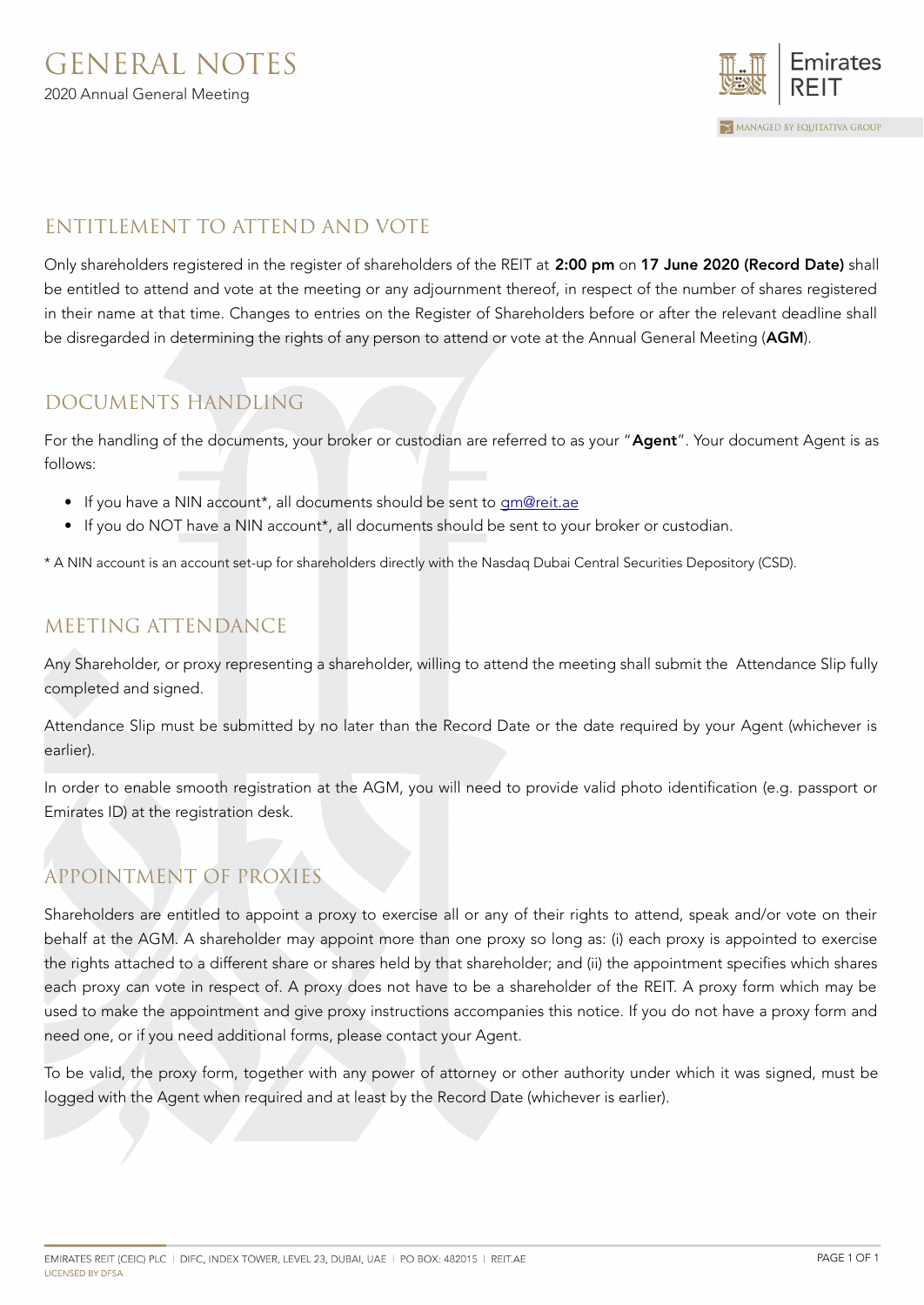# GENERAL NOTES

2020 Annual General Meeting

## ENTITLEMENT TO ATTEND AND VOTE

Only shareholders registered in the register of shareholders of the REIT at **2:00 pm** on **17 June 2020 (Record Date)** shall be entitled to attend and vote at the meeting or any adjournment thereof, in respect of the number of shares registered in their name at that time. Changes to entries on the Register of Shareholders before or after the relevant deadline shall be disregarded in determining the rights of any person to attend or vote at the Annual General Meeting (**AGM**).

## DOCUMENTS HANDLING

For the handling of the documents, your broker or custodian are referred to as your "**Agent**". Your document Agent is as follows:

- If you have a NIN account*, all documents should be sent to gm@reit.ae
- If you do NOT have a NIN account*, all documents should be sent to your broker or custodian.

* A NIN account is an account set-up for shareholders directly with the Nasdaq Dubai Central Securities Depository (CSD).

## MEETING ATTENDANCE

Any Shareholder, or proxy representing a shareholder, willing to attend the meeting shall submit the Attendance Slip fully completed and signed.

Attendance Slip must be submitted by no later than the Record Date or the date required by your Agent (whichever is earlier).

In order to enable smooth registration at the AGM, you will need to provide valid photo identification (e.g. passport or Emirates ID) at the registration desk.

## APPOINTMENT OF PROXIES

Shareholders are entitled to appoint a proxy to exercise all or any of their rights to attend, speak and/or vote on their behalf at the AGM. A shareholder may appoint more than one proxy so long as: (i) each proxy is appointed to exercise the rights attached to a different share or shares held by that shareholder; and (ii) the appointment specifies which shares each proxy can vote in respect of. A proxy does not have to be a shareholder of the REIT. A proxy form which may be used to make the appointment and give proxy instructions accompanies this notice. If you do not have a proxy form and need one, or if you need additional forms, please contact your Agent.

To be valid, the proxy form, together with any power of attorney or other authority under which it was signed, must be logged with the Agent when required and at least by the Record Date (whichever is earlier).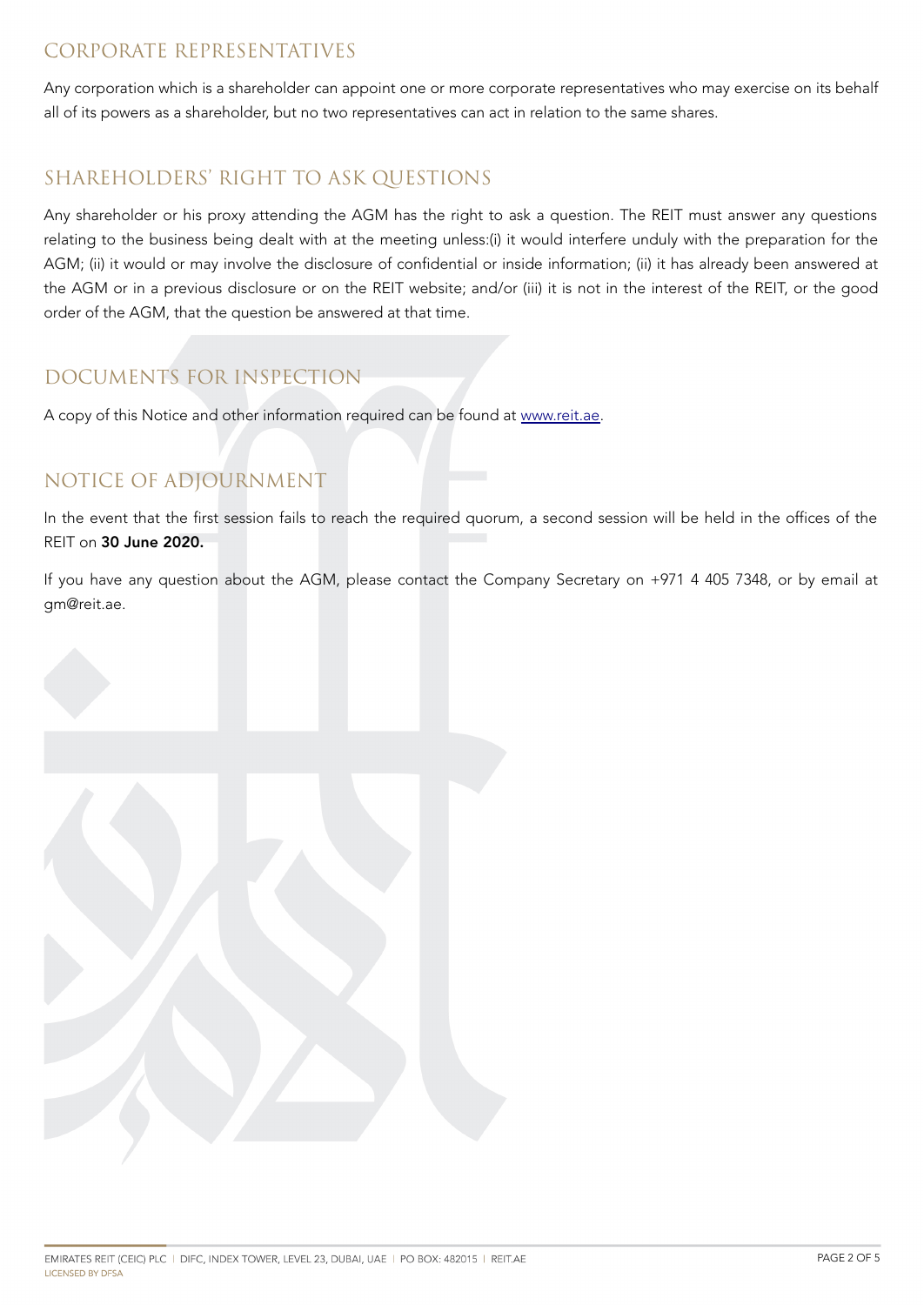## CORPORATE REPRESENTATIVES

Any corporation which is a shareholder can appoint one or more corporate representatives who may exercise on its behalf all of its powers as a shareholder, but no two representatives can act in relation to the same shares.

## SHAREHOLDERS' RIGHT TO ASK QUESTIONS

Any shareholder or his proxy attending the AGM has the right to ask a question. The REIT must answer any questions relating to the business being dealt with at the meeting unless:(i) it would interfere unduly with the preparation for the AGM; (ii) it would or may involve the disclosure of confidential or inside information; (ii) it has already been answered at the AGM or in a previous disclosure or on the REIT website; and/or (iii) it is not in the interest of the REIT, or the good order of the AGM, that the question be answered at that time.

## DOCUMENTS FOR INSPECTION

A copy of this Notice and other information required can be found at www.reit.ae.

## NOTICE OF ADJOURNMENT

In the event that the first session fails to reach the required quorum, a second session will be held in the offices of the REIT on **30 June 2020.**

If you have any question about the AGM, please contact the Company Secretary on +971 4 405 7348, or by email at gm@reit.ae.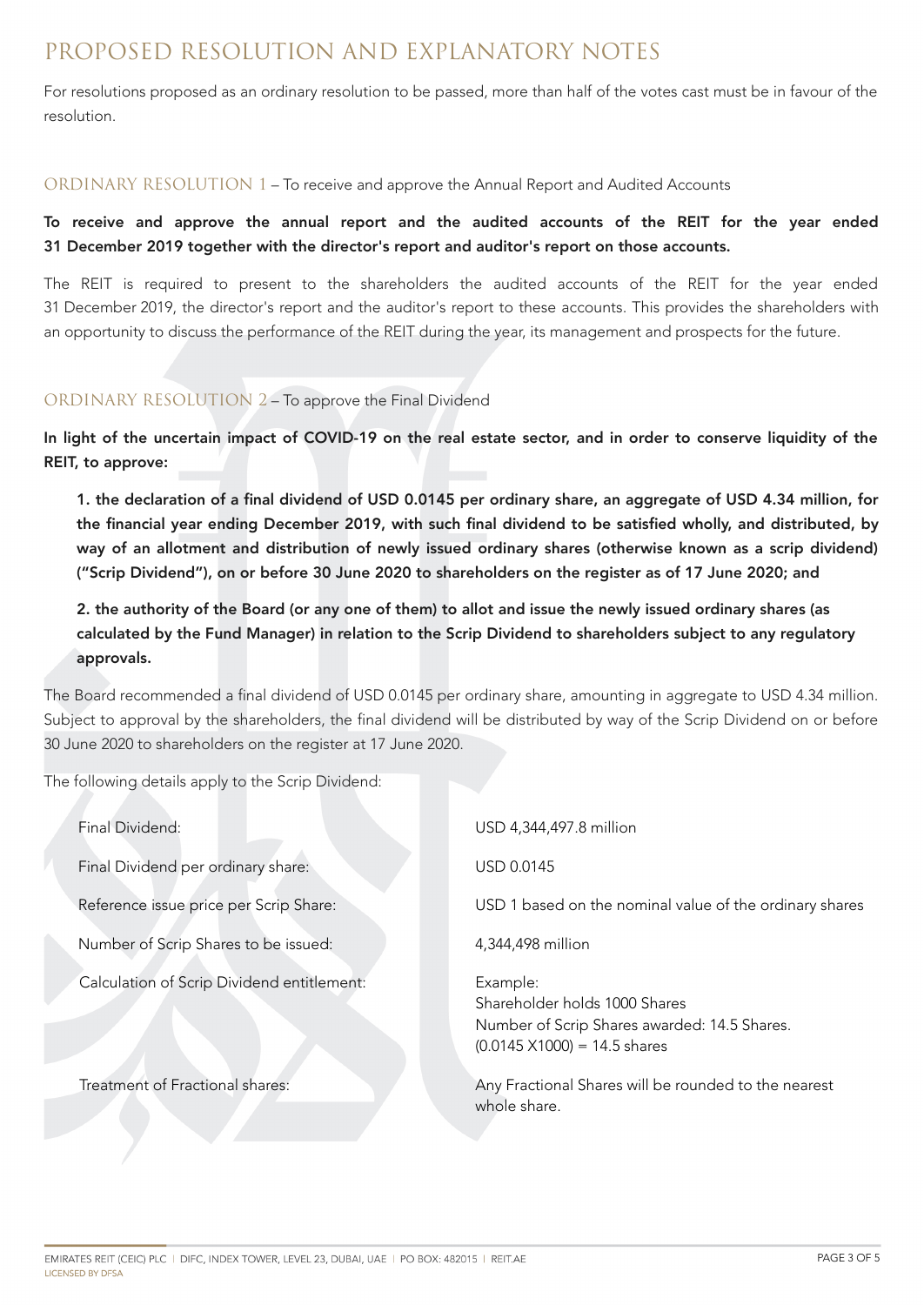# PROPOSED RESOLUTION AND EXPLANATORY NOTES

For resolutions proposed as an ordinary resolution to be passed, more than half of the votes cast must be in favour of the resolution.

## ORDINARY RESOLUTION 1 – To receive and approve the Annual Report and Audited Accounts

**To receive and approve the annual report and the audited accounts of the REIT for the year ended 31 December 2019 together with the director's report and auditor's report on those accounts.**

The REIT is required to present to the shareholders the audited accounts of the REIT for the year ended 31 December 2019, the director's report and the auditor's report to these accounts. This provides the shareholders with an opportunity to discuss the performance of the REIT during the year, its management and prospects for the future.

## ORDINARY RESOLUTION 2 – To approve the Final Dividend

**In light of the uncertain impact of COVID-19 on the real estate sector, and in order to conserve liquidity of the REIT, to approve:**

**1. the declaration of a final dividend of USD 0.0145 per ordinary share, an aggregate of USD 4.34 million, for the financial year ending December 2019, with such final dividend to be satisfied wholly, and distributed, by way of an allotment and distribution of newly issued ordinary shares (otherwise known as a scrip dividend) ("Scrip Dividend"), on or before 30 June 2020 to shareholders on the register as of 17 June 2020; and**

**2. the authority of the Board (or any one of them) to allot and issue the newly issued ordinary shares (as calculated by the Fund Manager) in relation to the Scrip Dividend to shareholders subject to any regulatory approvals.**

The Board recommended a final dividend of USD 0.0145 per ordinary share, amounting in aggregate to USD 4.34 million. Subject to approval by the shareholders, the final dividend will be distributed by way of the Scrip Dividend on or before 30 June 2020 to shareholders on the register at 17 June 2020.

The following details apply to the Scrip Dividend:

| | |
|---|---|
| Final Dividend: | USD 4,344,497.8 million |
| Final Dividend per ordinary share: | USD 0.0145 |
| Reference issue price per Scrip Share: | USD 1 based on the nominal value of the ordinary shares |
| Number of Scrip Shares to be issued: | 4,344,498 million |
| Calculation of Scrip Dividend entitlement: | Example:<br>Shareholder holds 1000 Shares<br>Number of Scrip Shares awarded: 14.5 Shares.<br>(0.0145 X1000) = 14.5 shares |
| Treatment of Fractional shares: | Any Fractional Shares will be rounded to the nearest whole share. |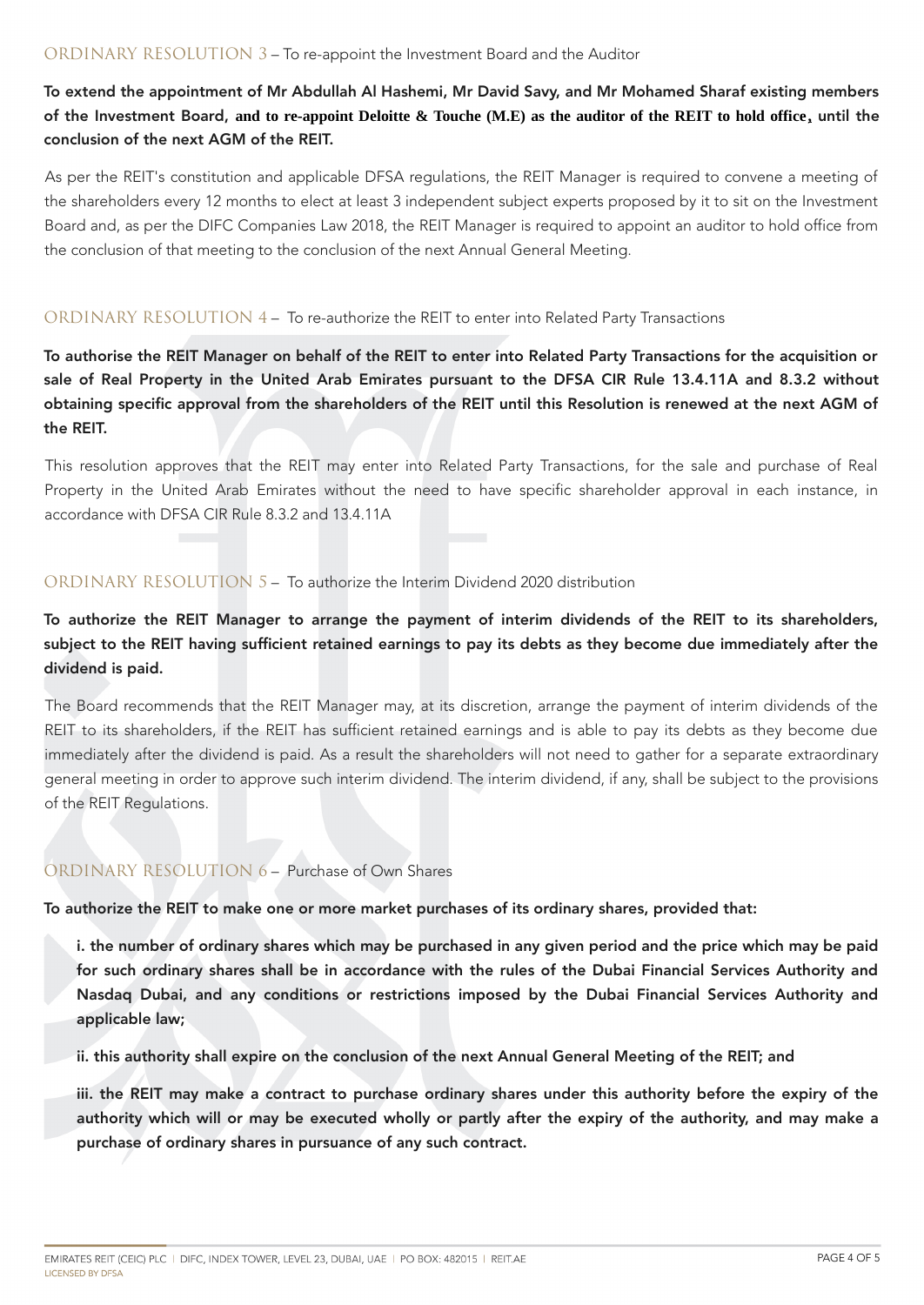## ORDINARY RESOLUTION 3 – To re-appoint the Investment Board and the Auditor

**To extend the appointment of Mr Abdullah Al Hashemi, Mr David Savy, and Mr Mohamed Sharaf existing members of the Investment Board, and to re-appoint Deloitte & Touche (M.E) as the auditor of the REIT to hold office，until the conclusion of the next AGM of the REIT.**

As per the REIT's constitution and applicable DFSA regulations, the REIT Manager is required to convene a meeting of the shareholders every 12 months to elect at least 3 independent subject experts proposed by it to sit on the Investment Board and, as per the DIFC Companies Law 2018, the REIT Manager is required to appoint an auditor to hold office from the conclusion of that meeting to the conclusion of the next Annual General Meeting.

## ORDINARY RESOLUTION 4 – To re-authorize the REIT to enter into Related Party Transactions

**To authorise the REIT Manager on behalf of the REIT to enter into Related Party Transactions for the acquisition or sale of Real Property in the United Arab Emirates pursuant to the DFSA CIR Rule 13.4.11A and 8.3.2 without obtaining specific approval from the shareholders of the REIT until this Resolution is renewed at the next AGM of the REIT.**

This resolution approves that the REIT may enter into Related Party Transactions, for the sale and purchase of Real Property in the United Arab Emirates without the need to have specific shareholder approval in each instance, in accordance with DFSA CIR Rule 8.3.2 and 13.4.11A

## ORDINARY RESOLUTION 5 – To authorize the Interim Dividend 2020 distribution

**To authorize the REIT Manager to arrange the payment of interim dividends of the REIT to its shareholders, subject to the REIT having sufficient retained earnings to pay its debts as they become due immediately after the dividend is paid.**

The Board recommends that the REIT Manager may, at its discretion, arrange the payment of interim dividends of the REIT to its shareholders, if the REIT has sufficient retained earnings and is able to pay its debts as they become due immediately after the dividend is paid. As a result the shareholders will not need to gather for a separate extraordinary general meeting in order to approve such interim dividend. The interim dividend, if any, shall be subject to the provisions of the REIT Regulations.

## ORDINARY RESOLUTION 6 – Purchase of Own Shares

**To authorize the REIT to make one or more market purchases of its ordinary shares, provided that:**

**i. the number of ordinary shares which may be purchased in any given period and the price which may be paid for such ordinary shares shall be in accordance with the rules of the Dubai Financial Services Authority and Nasdaq Dubai, and any conditions or restrictions imposed by the Dubai Financial Services Authority and applicable law;**

**ii. this authority shall expire on the conclusion of the next Annual General Meeting of the REIT; and**

**iii. the REIT may make a contract to purchase ordinary shares under this authority before the expiry of the authority which will or may be executed wholly or partly after the expiry of the authority, and may make a purchase of ordinary shares in pursuance of any such contract.**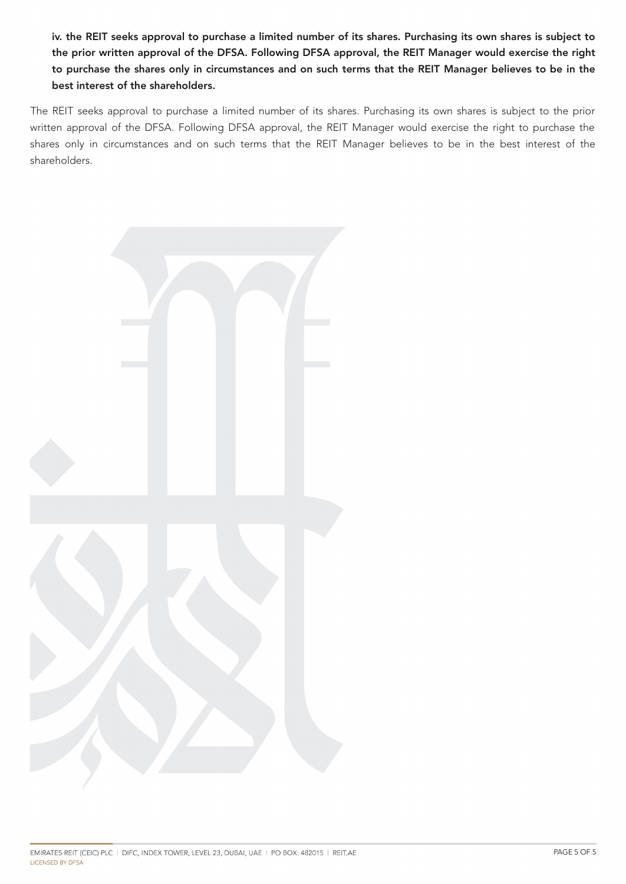**iv. the REIT seeks approval to purchase a limited number of its shares. Purchasing its own shares is subject to the prior written approval of the DFSA. Following DFSA approval, the REIT Manager would exercise the right to purchase the shares only in circumstances and on such terms that the REIT Manager believes to be in the best interest of the shareholders.**

The REIT seeks approval to purchase a limited number of its shares. Purchasing its own shares is subject to the prior written approval of the DFSA. Following DFSA approval, the REIT Manager would exercise the right to purchase the shares only in circumstances and on such terms that the REIT Manager believes to be in the best interest of the shareholders.